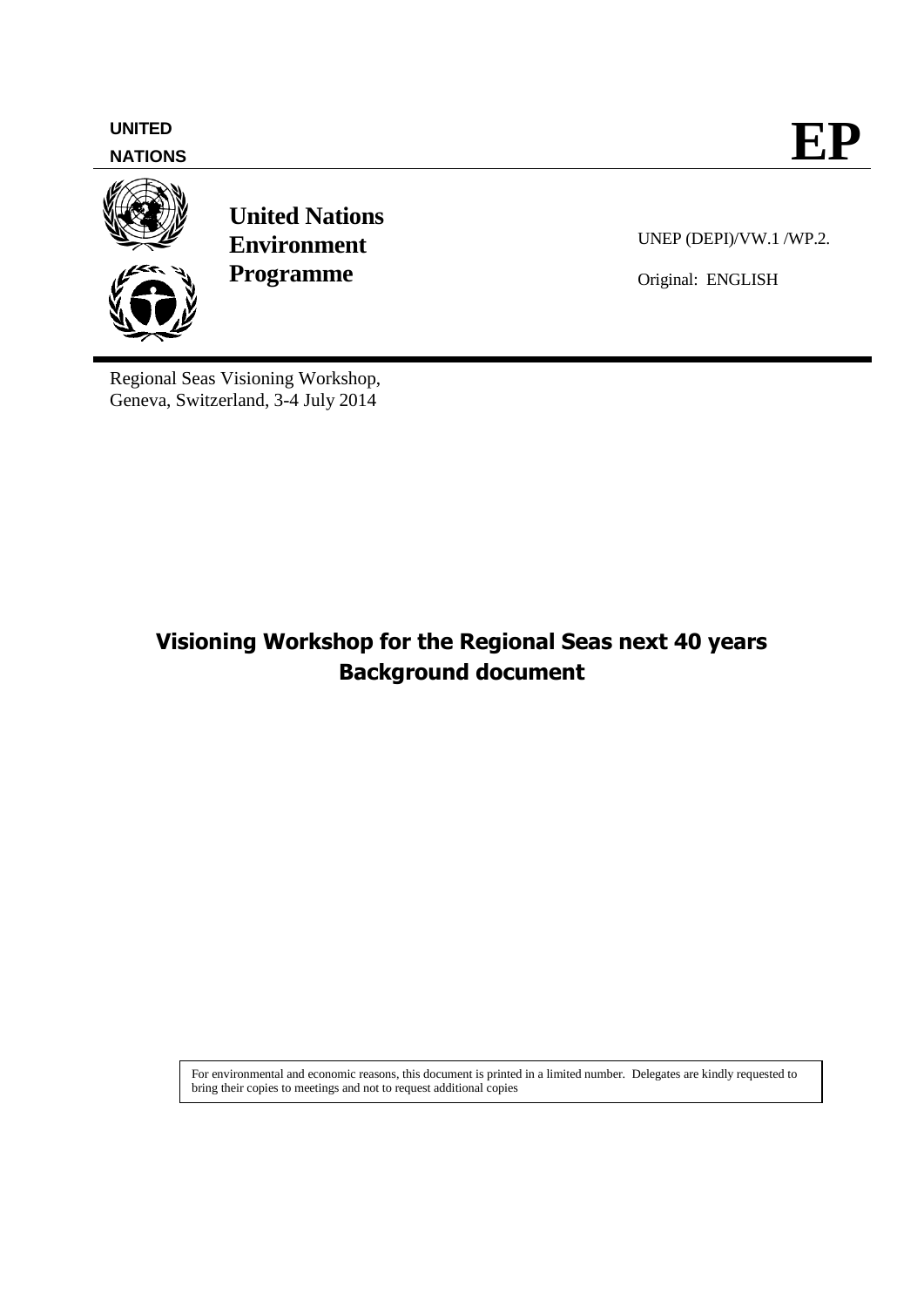**UNITED NATIONS**

**EP**

**United Nations Environment Programme**

UNEP (DEPI)/VW.1 /WP.2.

Original: ENGLISH

Regional Seas Visioning Workshop,
Geneva, Switzerland, 3-4 July 2014

# Visioning Workshop for the Regional Seas next 40 years
# Background document

For environmental and economic reasons, this document is printed in a limited number. Delegates are kindly requested to bring their copies to meetings and not to request additional copies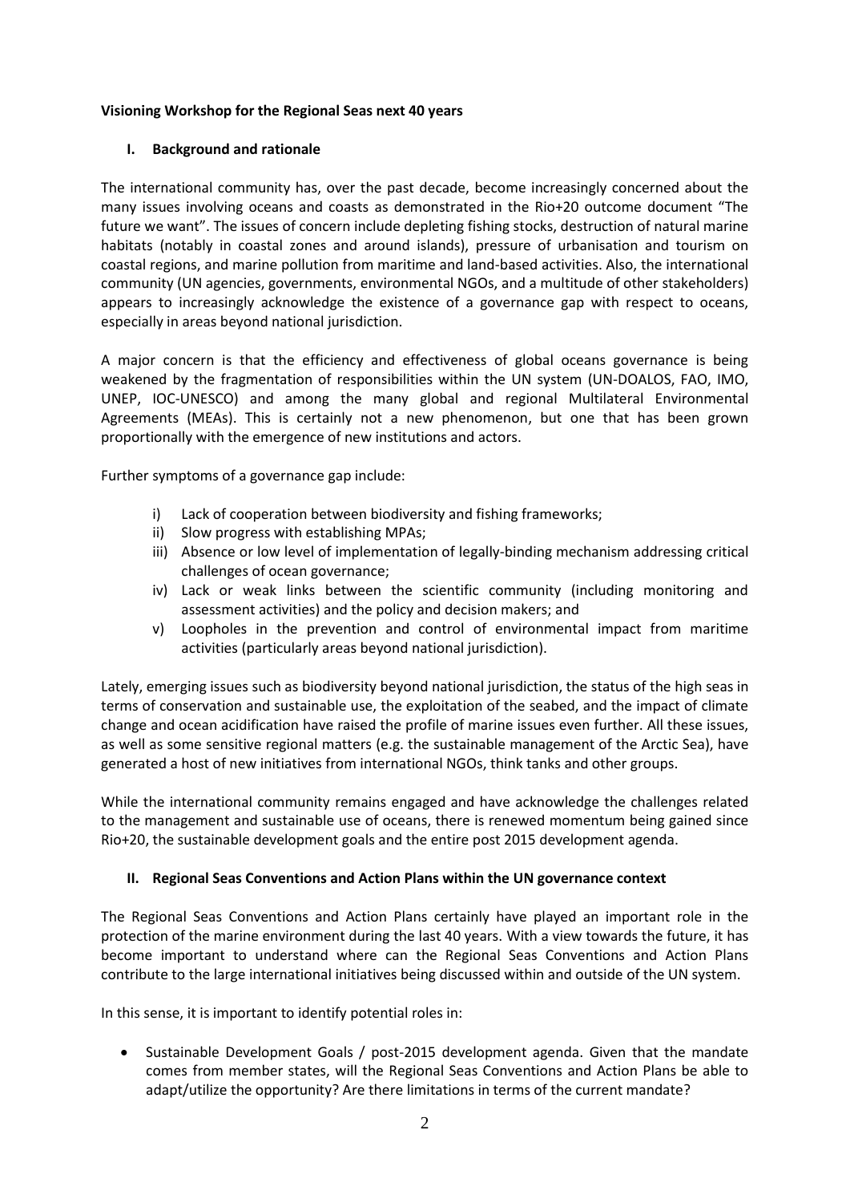**Visioning Workshop for the Regional Seas next 40 years**

## I. Background and rationale

The international community has, over the past decade, become increasingly concerned about the many issues involving oceans and coasts as demonstrated in the Rio+20 outcome document "The future we want". The issues of concern include depleting fishing stocks, destruction of natural marine habitats (notably in coastal zones and around islands), pressure of urbanisation and tourism on coastal regions, and marine pollution from maritime and land-based activities. Also, the international community (UN agencies, governments, environmental NGOs, and a multitude of other stakeholders) appears to increasingly acknowledge the existence of a governance gap with respect to oceans, especially in areas beyond national jurisdiction.

A major concern is that the efficiency and effectiveness of global oceans governance is being weakened by the fragmentation of responsibilities within the UN system (UN-DOALOS, FAO, IMO, UNEP, IOC-UNESCO) and among the many global and regional Multilateral Environmental Agreements (MEAs). This is certainly not a new phenomenon, but one that has been grown proportionally with the emergence of new institutions and actors.

Further symptoms of a governance gap include:

i) Lack of cooperation between biodiversity and fishing frameworks;
ii) Slow progress with establishing MPAs;
iii) Absence or low level of implementation of legally-binding mechanism addressing critical challenges of ocean governance;
iv) Lack or weak links between the scientific community (including monitoring and assessment activities) and the policy and decision makers; and
v) Loopholes in the prevention and control of environmental impact from maritime activities (particularly areas beyond national jurisdiction).

Lately, emerging issues such as biodiversity beyond national jurisdiction, the status of the high seas in terms of conservation and sustainable use, the exploitation of the seabed, and the impact of climate change and ocean acidification have raised the profile of marine issues even further. All these issues, as well as some sensitive regional matters (e.g. the sustainable management of the Arctic Sea), have generated a host of new initiatives from international NGOs, think tanks and other groups.

While the international community remains engaged and have acknowledge the challenges related to the management and sustainable use of oceans, there is renewed momentum being gained since Rio+20, the sustainable development goals and the entire post 2015 development agenda.

## II. Regional Seas Conventions and Action Plans within the UN governance context

The Regional Seas Conventions and Action Plans certainly have played an important role in the protection of the marine environment during the last 40 years. With a view towards the future, it has become important to understand where can the Regional Seas Conventions and Action Plans contribute to the large international initiatives being discussed within and outside of the UN system.

In this sense, it is important to identify potential roles in:

- Sustainable Development Goals / post-2015 development agenda. Given that the mandate comes from member states, will the Regional Seas Conventions and Action Plans be able to adapt/utilize the opportunity? Are there limitations in terms of the current mandate?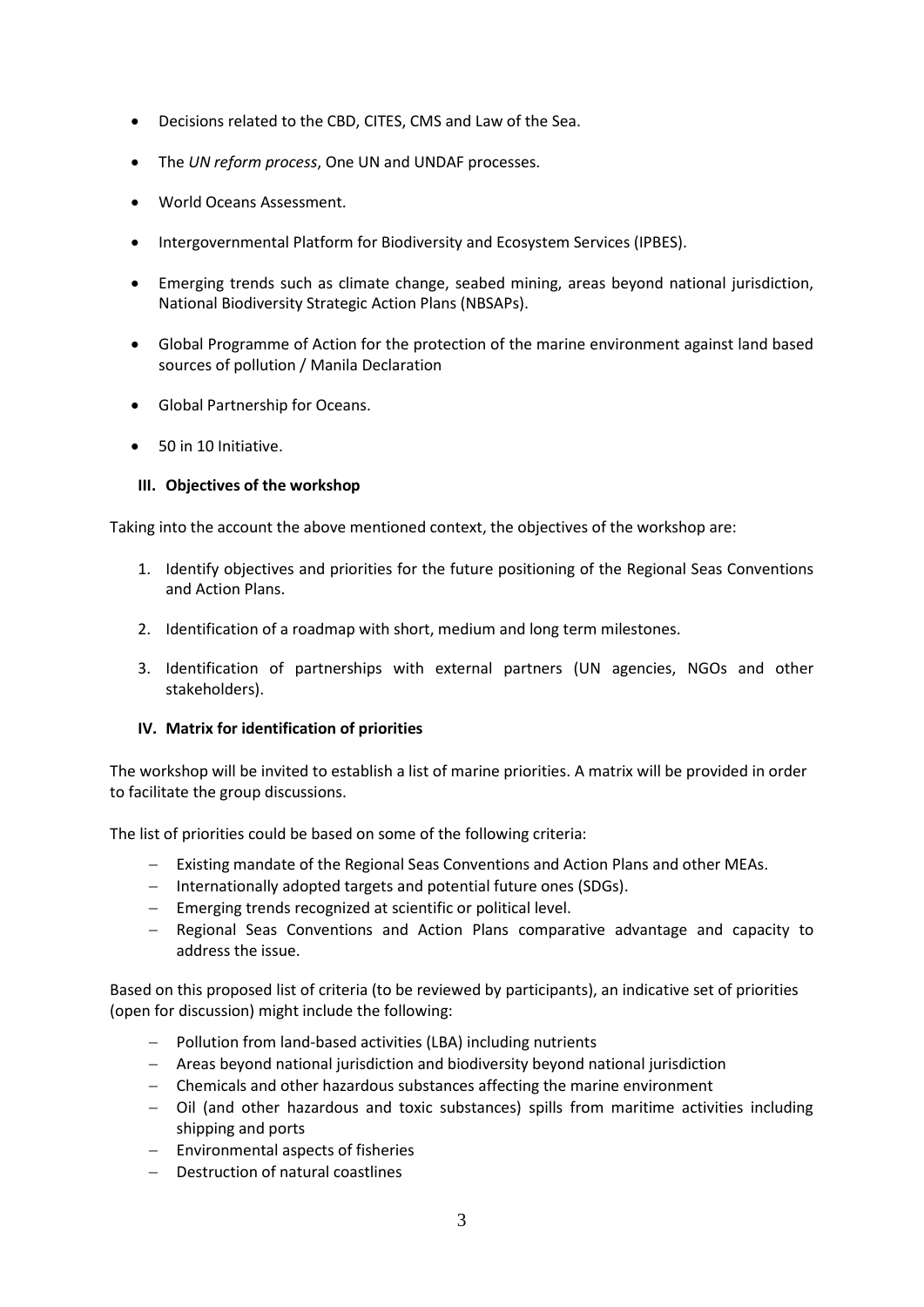- Decisions related to the CBD, CITES, CMS and Law of the Sea.
- The *UN reform process*, One UN and UNDAF processes.
- World Oceans Assessment.
- Intergovernmental Platform for Biodiversity and Ecosystem Services (IPBES).
- Emerging trends such as climate change, seabed mining, areas beyond national jurisdiction, National Biodiversity Strategic Action Plans (NBSAPs).
- Global Programme of Action for the protection of the marine environment against land based sources of pollution / Manila Declaration
- Global Partnership for Oceans.
- 50 in 10 Initiative.

### III. Objectives of the workshop

Taking into the account the above mentioned context, the objectives of the workshop are:

1. Identify objectives and priorities for the future positioning of the Regional Seas Conventions and Action Plans.
2. Identification of a roadmap with short, medium and long term milestones.
3. Identification of partnerships with external partners (UN agencies, NGOs and other stakeholders).

### IV. Matrix for identification of priorities

The workshop will be invited to establish a list of marine priorities. A matrix will be provided in order to facilitate the group discussions.

The list of priorities could be based on some of the following criteria:

- Existing mandate of the Regional Seas Conventions and Action Plans and other MEAs.
- Internationally adopted targets and potential future ones (SDGs).
- Emerging trends recognized at scientific or political level.
- Regional Seas Conventions and Action Plans comparative advantage and capacity to address the issue.

Based on this proposed list of criteria (to be reviewed by participants), an indicative set of priorities (open for discussion) might include the following:

- Pollution from land-based activities (LBA) including nutrients
- Areas beyond national jurisdiction and biodiversity beyond national jurisdiction
- Chemicals and other hazardous substances affecting the marine environment
- Oil (and other hazardous and toxic substances) spills from maritime activities including shipping and ports
- Environmental aspects of fisheries
- Destruction of natural coastlines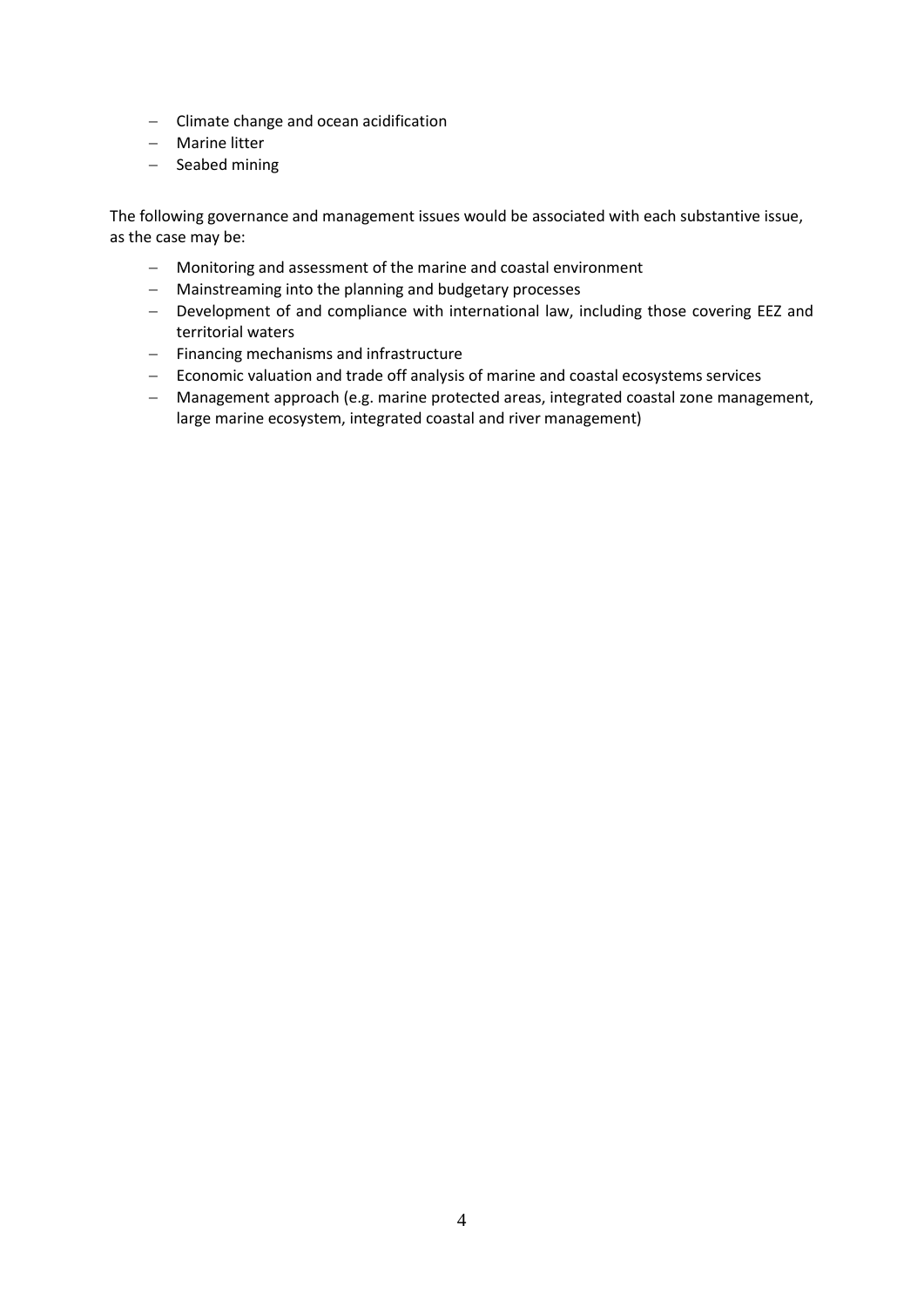- Climate change and ocean acidification
- Marine litter
- Seabed mining

The following governance and management issues would be associated with each substantive issue, as the case may be:

- Monitoring and assessment of the marine and coastal environment
- Mainstreaming into the planning and budgetary processes
- Development of and compliance with international law, including those covering EEZ and territorial waters
- Financing mechanisms and infrastructure
- Economic valuation and trade off analysis of marine and coastal ecosystems services
- Management approach (e.g. marine protected areas, integrated coastal zone management, large marine ecosystem, integrated coastal and river management)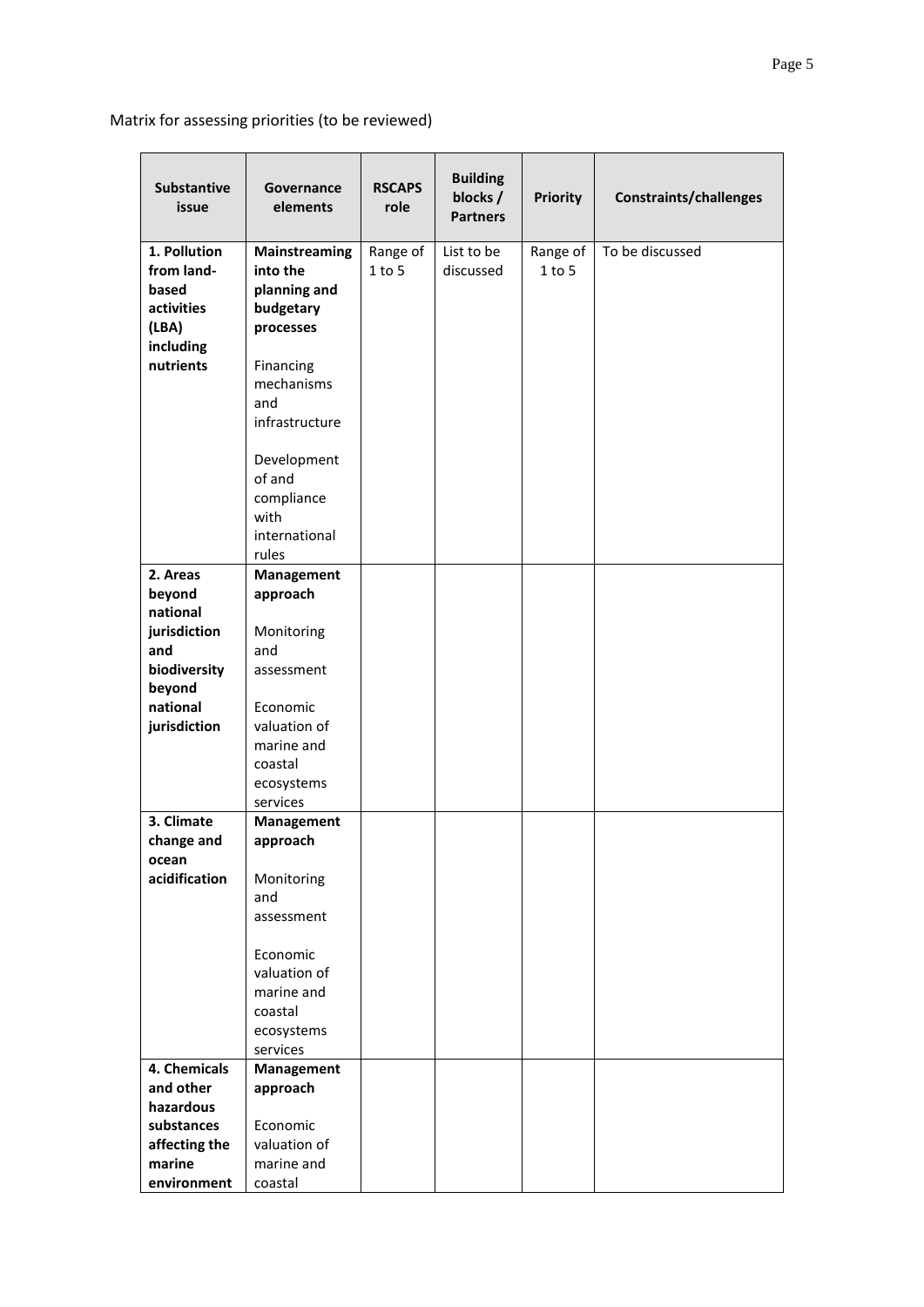Matrix for assessing priorities (to be reviewed)

| Substantive issue | Governance elements | RSCAPS role | Building blocks / Partners | Priority | Constraints/challenges |
|---|---|---|---|---|---|
| **1. Pollution from land-based activities (LBA) including nutrients** | **Mainstreaming into the planning and budgetary processes**<br><br>Financing mechanisms and infrastructure<br><br>Development of and compliance with international rules | Range of 1 to 5 | List to be discussed | Range of 1 to 5 | To be discussed |
| **2. Areas beyond national jurisdiction and biodiversity beyond national jurisdiction** | **Management approach**<br><br>Monitoring and assessment<br><br>Economic valuation of marine and coastal ecosystems services | | | | |
| **3. Climate change and ocean acidification** | **Management approach**<br><br>Monitoring and assessment<br><br>Economic valuation of marine and coastal ecosystems services | | | | |
| **4. Chemicals and other hazardous substances affecting the marine environment** | **Management approach**<br><br>Economic valuation of marine and coastal | | | | |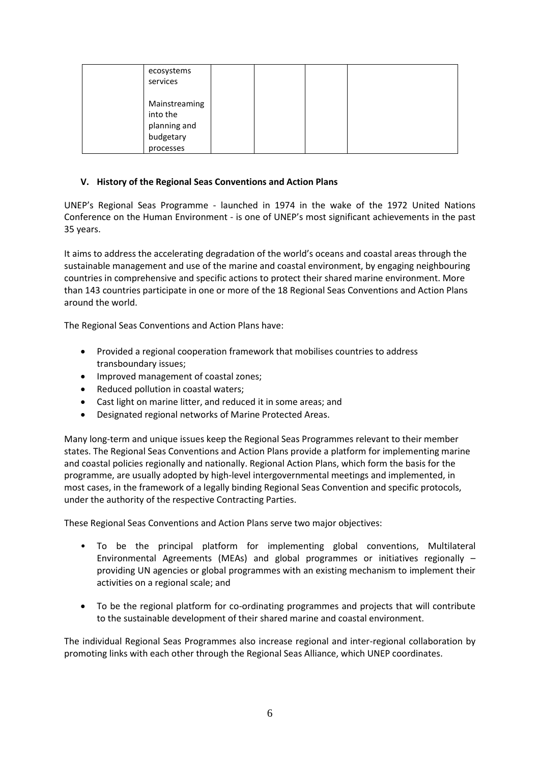|  | ecosystems services<br><br>Mainstreaming into the planning and budgetary processes |  |  |  |  |
|---|---|---|---|---|---|

### V. History of the Regional Seas Conventions and Action Plans

UNEP's Regional Seas Programme - launched in 1974 in the wake of the 1972 United Nations Conference on the Human Environment - is one of UNEP's most significant achievements in the past 35 years.

It aims to address the accelerating degradation of the world's oceans and coastal areas through the sustainable management and use of the marine and coastal environment, by engaging neighbouring countries in comprehensive and specific actions to protect their shared marine environment. More than 143 countries participate in one or more of the 18 Regional Seas Conventions and Action Plans around the world.

The Regional Seas Conventions and Action Plans have:

- Provided a regional cooperation framework that mobilises countries to address transboundary issues;
- Improved management of coastal zones;
- Reduced pollution in coastal waters;
- Cast light on marine litter, and reduced it in some areas; and
- Designated regional networks of Marine Protected Areas.

Many long-term and unique issues keep the Regional Seas Programmes relevant to their member states. The Regional Seas Conventions and Action Plans provide a platform for implementing marine and coastal policies regionally and nationally. Regional Action Plans, which form the basis for the programme, are usually adopted by high-level intergovernmental meetings and implemented, in most cases, in the framework of a legally binding Regional Seas Convention and specific protocols, under the authority of the respective Contracting Parties.

These Regional Seas Conventions and Action Plans serve two major objectives:

- To be the principal platform for implementing global conventions, Multilateral Environmental Agreements (MEAs) and global programmes or initiatives regionally – providing UN agencies or global programmes with an existing mechanism to implement their activities on a regional scale; and

- To be the regional platform for co-ordinating programmes and projects that will contribute to the sustainable development of their shared marine and coastal environment.

The individual Regional Seas Programmes also increase regional and inter-regional collaboration by promoting links with each other through the Regional Seas Alliance, which UNEP coordinates.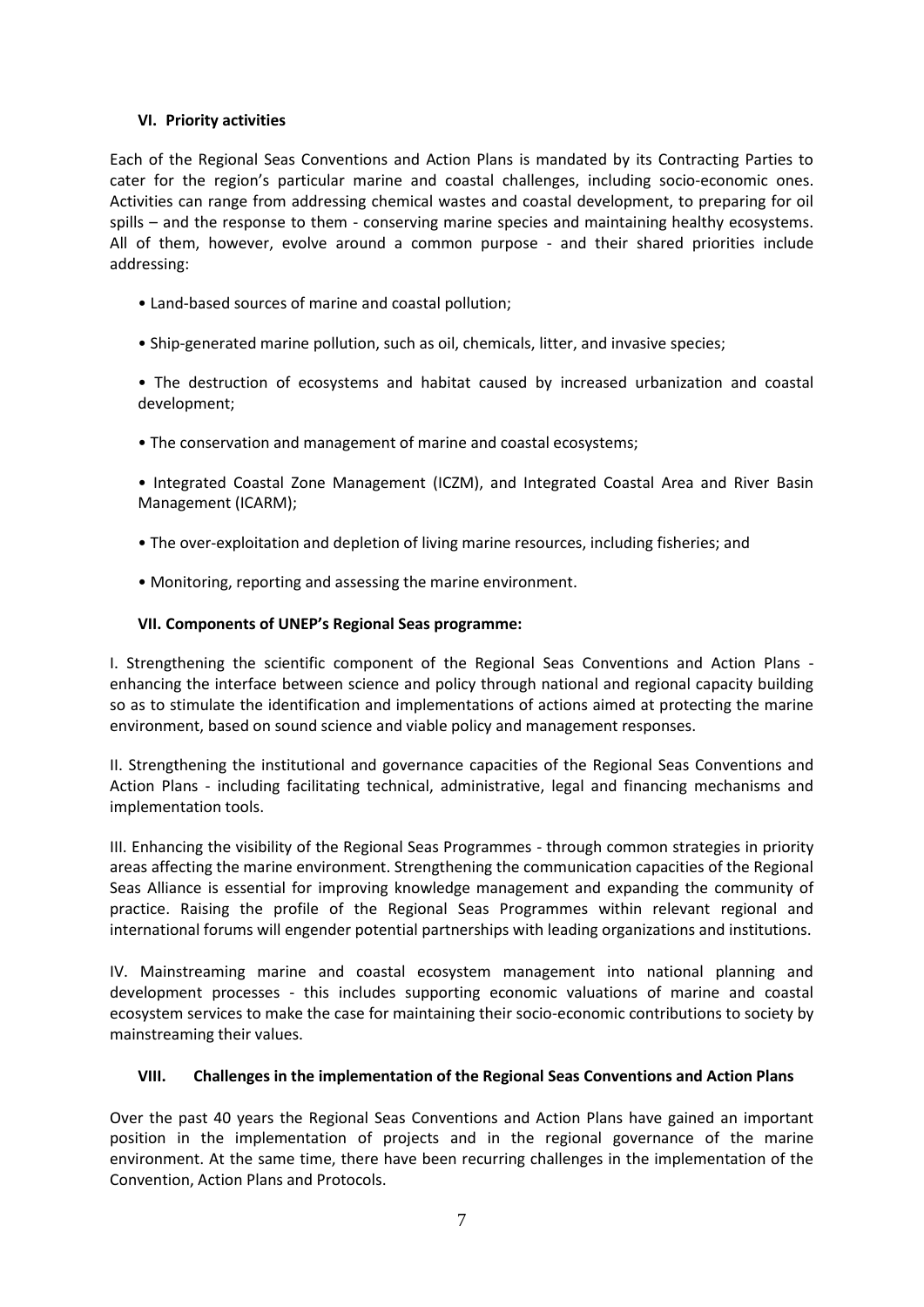## VI. Priority activities

Each of the Regional Seas Conventions and Action Plans is mandated by its Contracting Parties to cater for the region's particular marine and coastal challenges, including socio-economic ones. Activities can range from addressing chemical wastes and coastal development, to preparing for oil spills – and the response to them - conserving marine species and maintaining healthy ecosystems. All of them, however, evolve around a common purpose - and their shared priorities include addressing:

- Land-based sources of marine and coastal pollution;
- Ship-generated marine pollution, such as oil, chemicals, litter, and invasive species;
- The destruction of ecosystems and habitat caused by increased urbanization and coastal development;
- The conservation and management of marine and coastal ecosystems;
- Integrated Coastal Zone Management (ICZM), and Integrated Coastal Area and River Basin Management (ICARM);
- The over-exploitation and depletion of living marine resources, including fisheries; and
- Monitoring, reporting and assessing the marine environment.

## VII. Components of UNEP's Regional Seas programme:

I. Strengthening the scientific component of the Regional Seas Conventions and Action Plans - enhancing the interface between science and policy through national and regional capacity building so as to stimulate the identification and implementations of actions aimed at protecting the marine environment, based on sound science and viable policy and management responses.

II. Strengthening the institutional and governance capacities of the Regional Seas Conventions and Action Plans - including facilitating technical, administrative, legal and financing mechanisms and implementation tools.

III. Enhancing the visibility of the Regional Seas Programmes - through common strategies in priority areas affecting the marine environment. Strengthening the communication capacities of the Regional Seas Alliance is essential for improving knowledge management and expanding the community of practice. Raising the profile of the Regional Seas Programmes within relevant regional and international forums will engender potential partnerships with leading organizations and institutions.

IV. Mainstreaming marine and coastal ecosystem management into national planning and development processes - this includes supporting economic valuations of marine and coastal ecosystem services to make the case for maintaining their socio-economic contributions to society by mainstreaming their values.

## VIII. Challenges in the implementation of the Regional Seas Conventions and Action Plans

Over the past 40 years the Regional Seas Conventions and Action Plans have gained an important position in the implementation of projects and in the regional governance of the marine environment. At the same time, there have been recurring challenges in the implementation of the Convention, Action Plans and Protocols.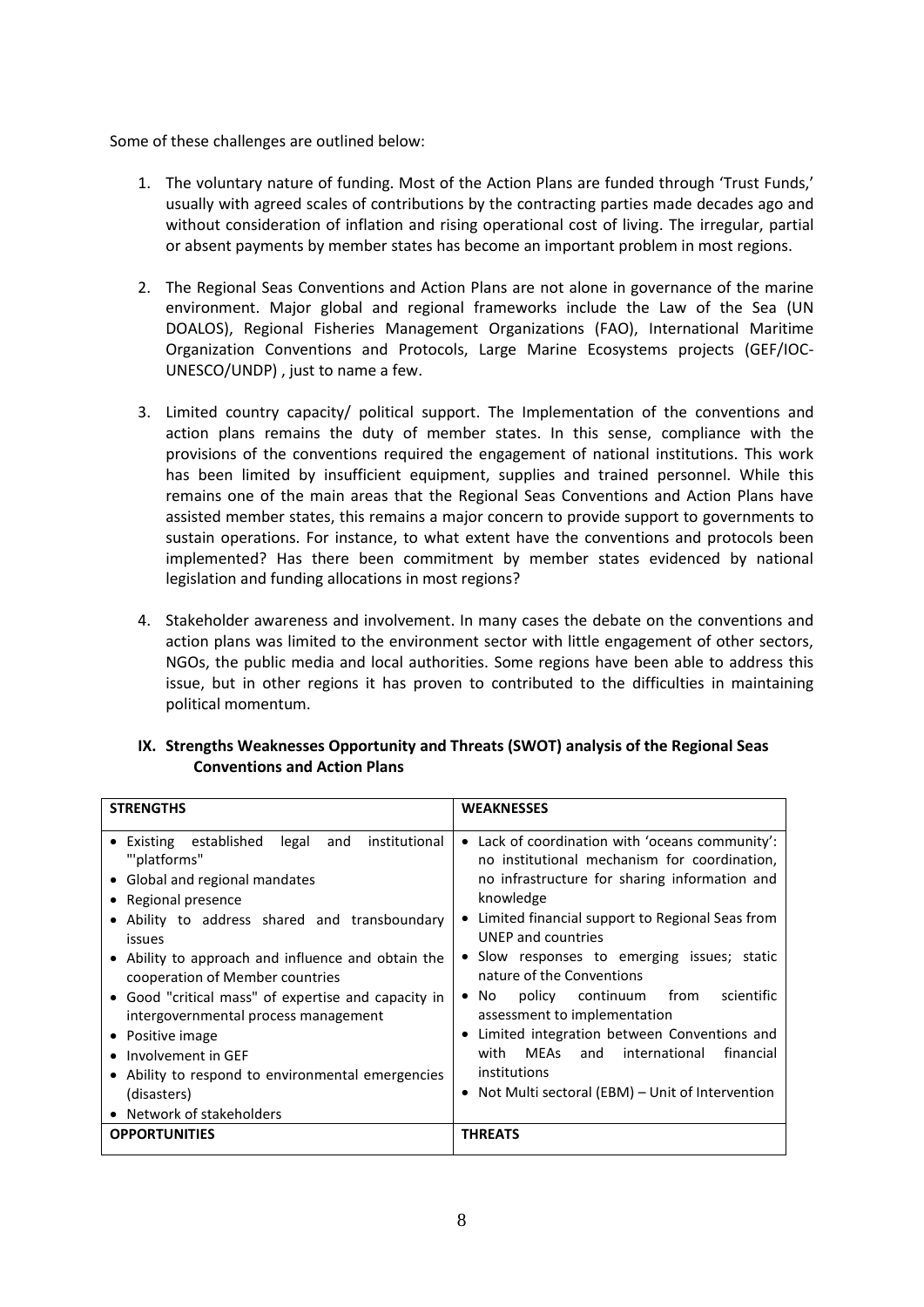Some of these challenges are outlined below:

1. The voluntary nature of funding. Most of the Action Plans are funded through 'Trust Funds,' usually with agreed scales of contributions by the contracting parties made decades ago and without consideration of inflation and rising operational cost of living. The irregular, partial or absent payments by member states has become an important problem in most regions.

2. The Regional Seas Conventions and Action Plans are not alone in governance of the marine environment. Major global and regional frameworks include the Law of the Sea (UN DOALOS), Regional Fisheries Management Organizations (FAO), International Maritime Organization Conventions and Protocols, Large Marine Ecosystems projects (GEF/IOC-UNESCO/UNDP) , just to name a few.

3. Limited country capacity/ political support. The Implementation of the conventions and action plans remains the duty of member states. In this sense, compliance with the provisions of the conventions required the engagement of national institutions. This work has been limited by insufficient equipment, supplies and trained personnel. While this remains one of the main areas that the Regional Seas Conventions and Action Plans have assisted member states, this remains a major concern to provide support to governments to sustain operations. For instance, to what extent have the conventions and protocols been implemented? Has there been commitment by member states evidenced by national legislation and funding allocations in most regions?

4. Stakeholder awareness and involvement. In many cases the debate on the conventions and action plans was limited to the environment sector with little engagement of other sectors, NGOs, the public media and local authorities. Some regions have been able to address this issue, but in other regions it has proven to contributed to the difficulties in maintaining political momentum.

## IX. Strengths Weaknesses Opportunity and Threats (SWOT) analysis of the Regional Seas Conventions and Action Plans

| STRENGTHS | WEAKNESSES |
| --- | --- |
| • Existing established legal and institutional "'platforms"<br>• Global and regional mandates<br>• Regional presence<br>• Ability to address shared and transboundary issues<br>• Ability to approach and influence and obtain the cooperation of Member countries<br>• Good "critical mass" of expertise and capacity in intergovernmental process management<br>• Positive image<br>• Involvement in GEF<br>• Ability to respond to environmental emergencies (disasters)<br>• Network of stakeholders | • Lack of coordination with 'oceans community': no institutional mechanism for coordination, no infrastructure for sharing information and knowledge<br>• Limited financial support to Regional Seas from UNEP and countries<br>• Slow responses to emerging issues; static nature of the Conventions<br>• No policy continuum from scientific assessment to implementation<br>• Limited integration between Conventions and with MEAs and international financial institutions<br>• Not Multi sectoral (EBM) – Unit of Intervention |
| **OPPORTUNITIES** | **THREATS** |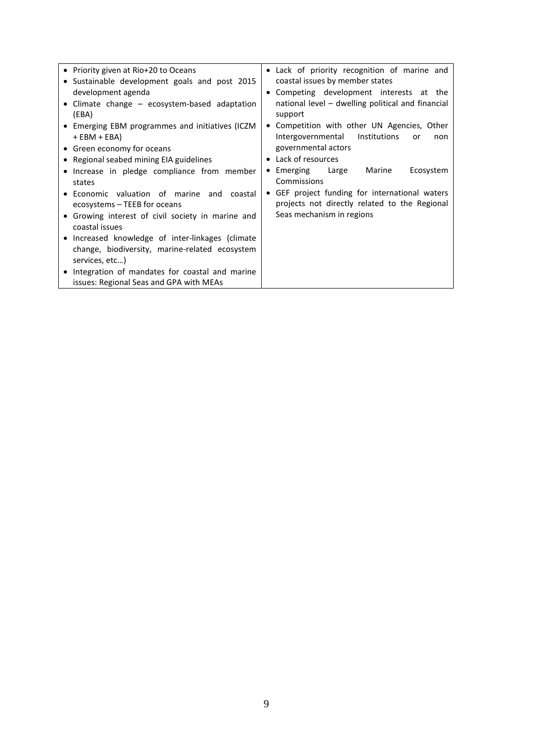| | |
|---|---|
| • Priority given at Rio+20 to Oceans<br>• Sustainable development goals and post 2015 development agenda<br>• Climate change – ecosystem-based adaptation (EBA)<br>• Emerging EBM programmes and initiatives (ICZM + EBM + EBA)<br>• Green economy for oceans<br>• Regional seabed mining EIA guidelines<br>• Increase in pledge compliance from member states<br>• Economic valuation of marine and coastal ecosystems – TEEB for oceans<br>• Growing interest of civil society in marine and coastal issues<br>• Increased knowledge of inter-linkages (climate change, biodiversity, marine-related ecosystem services, etc…)<br>• Integration of mandates for coastal and marine issues: Regional Seas and GPA with MEAs | • Lack of priority recognition of marine and coastal issues by member states<br>• Competing development interests at the national level – dwelling political and financial support<br>• Competition with other UN Agencies, Other Intergovernmental Institutions or non governmental actors<br>• Lack of resources<br>• Emerging Large Marine Ecosystem Commissions<br>• GEF project funding for international waters projects not directly related to the Regional Seas mechanism in regions |